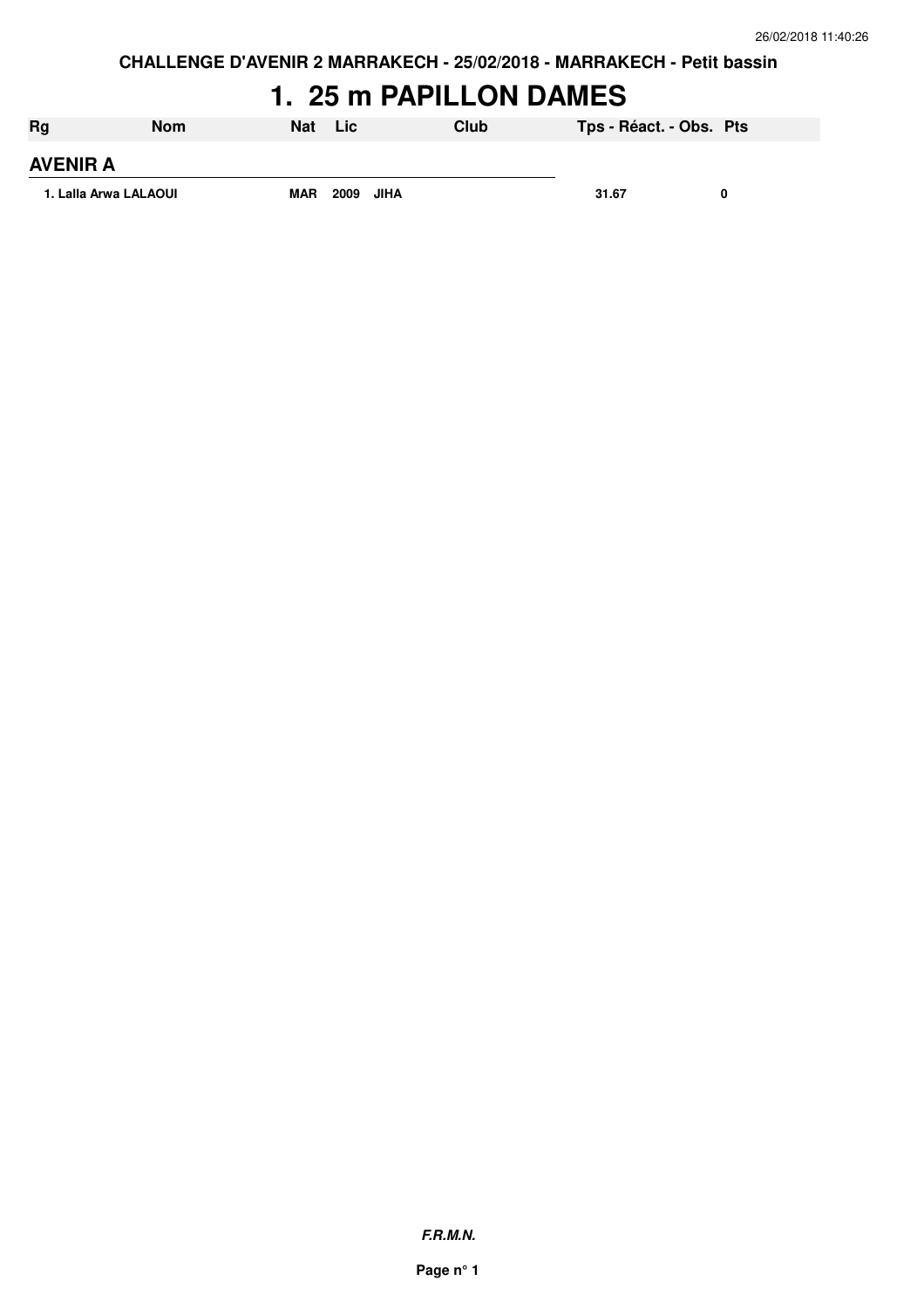**CHALLENGE D'AVENIR 2 MARRAKECH - 25/02/2018 - MARRAKECH - Petit bassin**

# 1. 25 m PAPILLON DAMES

| Rg | Nom | Nat | Lic | Club | Tps - Réact. - Obs. | Pts |
|---|---|---|---|---|---|---|
| **AVENIR A** | | | | | | |
| 1. | Lalla Arwa LALAOUI | MAR | 2009 | JIHA | 31.67 | 0 |

***F.R.M.N.***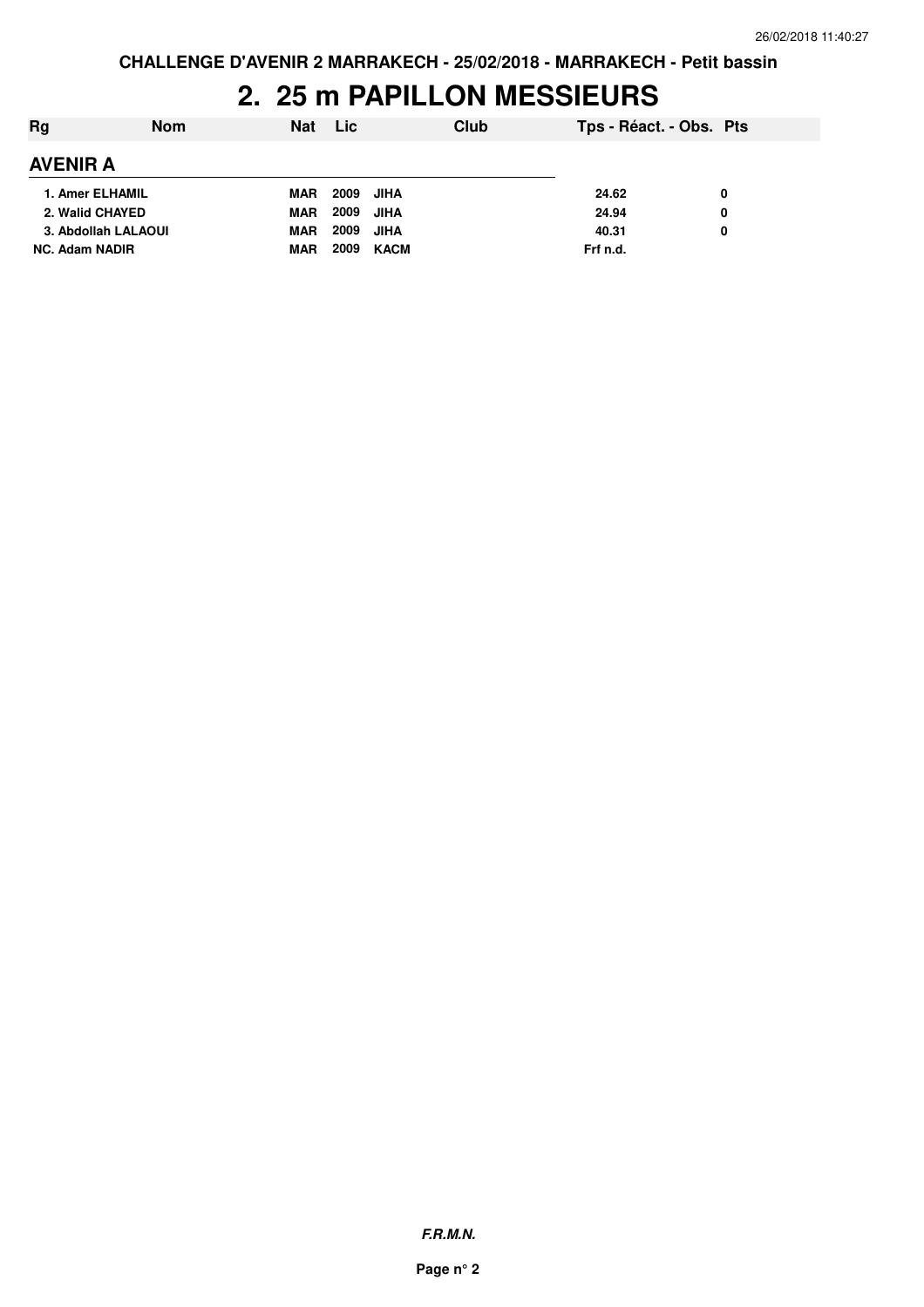# 2. 25 m PAPILLON MESSIEURS

| Rg | Nom | Nat | Lic | Club | Tps - Réact. - Obs. | Pts |
|---|---|---|---|---|---|---|
| **AVENIR A** | | | | | | |
| 1. | Amer ELHAMIL | MAR | 2009 | JIHA | 24.62 | 0 |
| 2. | Walid CHAYED | MAR | 2009 | JIHA | 24.94 | 0 |
| 3. | Abdollah LALAOUI | MAR | 2009 | JIHA | 40.31 | 0 |
| NC. | Adam NADIR | MAR | 2009 | KACM | Frf n.d. | |

***F.R.M.N.***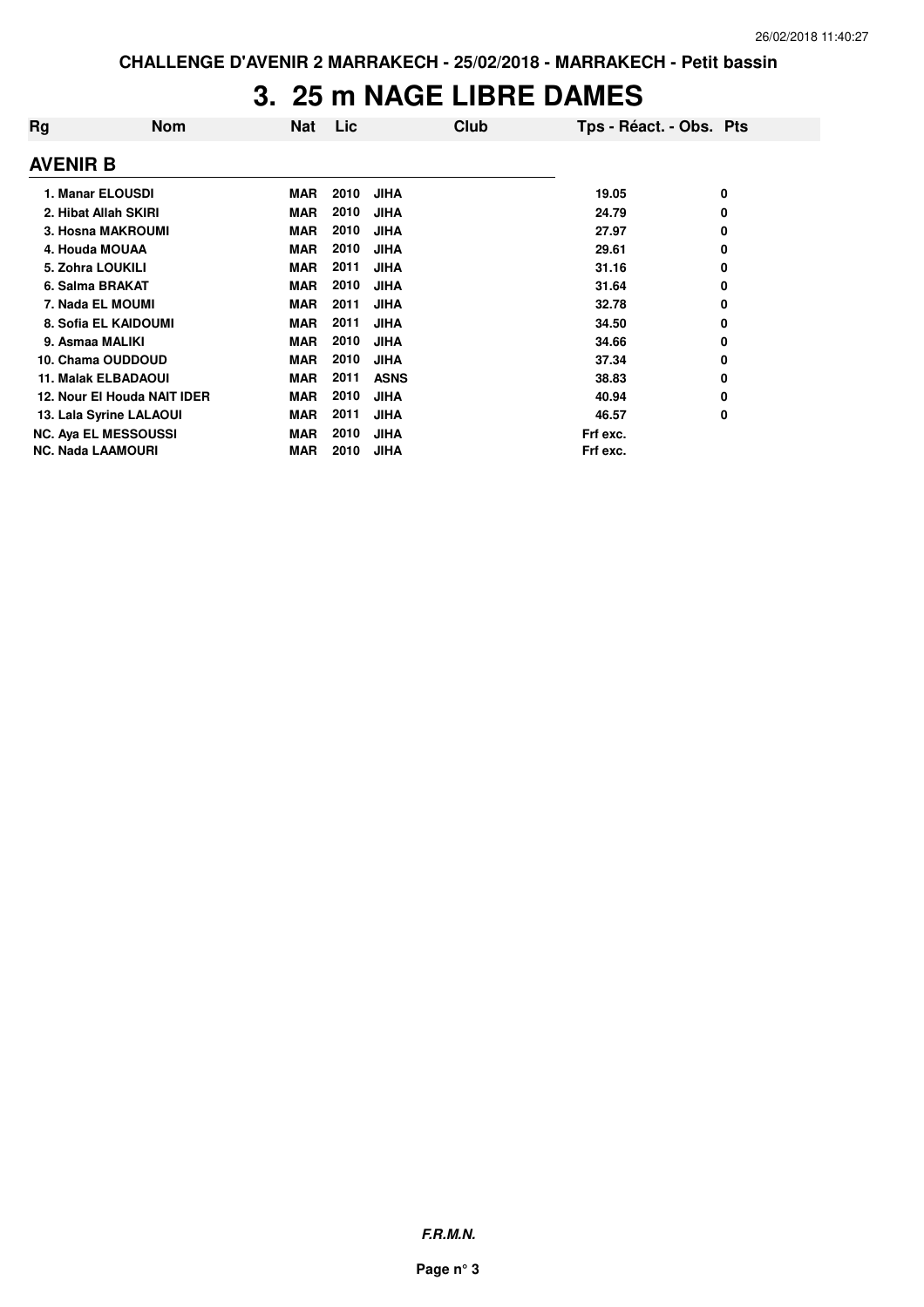# 3. 25 m NAGE LIBRE DAMES

| Rg | Nom | Nat | Lic | Club | Tps - Réact. - Obs. | Pts |
|---|---|---|---|---|---|---|
| **AVENIR B** | | | | | | |
| 1. | Manar ELOUSDI | MAR | 2010 | JIHA | 19.05 | 0 |
| 2. | Hibat Allah SKIRI | MAR | 2010 | JIHA | 24.79 | 0 |
| 3. | Hosna MAKROUMI | MAR | 2010 | JIHA | 27.97 | 0 |
| 4. | Houda MOUAA | MAR | 2010 | JIHA | 29.61 | 0 |
| 5. | Zohra LOUKILI | MAR | 2011 | JIHA | 31.16 | 0 |
| 6. | Salma BRAKAT | MAR | 2010 | JIHA | 31.64 | 0 |
| 7. | Nada EL MOUMI | MAR | 2011 | JIHA | 32.78 | 0 |
| 8. | Sofia EL KAIDOUMI | MAR | 2011 | JIHA | 34.50 | 0 |
| 9. | Asmaa MALIKI | MAR | 2010 | JIHA | 34.66 | 0 |
| 10. | Chama OUDDOUD | MAR | 2010 | JIHA | 37.34 | 0 |
| 11. | Malak ELBADAOUI | MAR | 2011 | ASNS | 38.83 | 0 |
| 12. | Nour El Houda NAIT IDER | MAR | 2010 | JIHA | 40.94 | 0 |
| 13. | Lala Syrine LALAOUI | MAR | 2011 | JIHA | 46.57 | 0 |
| NC. | Aya EL MESSOUSSI | MAR | 2010 | JIHA | Frf exc. | |
| NC. | Nada LAAMOURI | MAR | 2010 | JIHA | Frf exc. | |

***F.R.M.N.***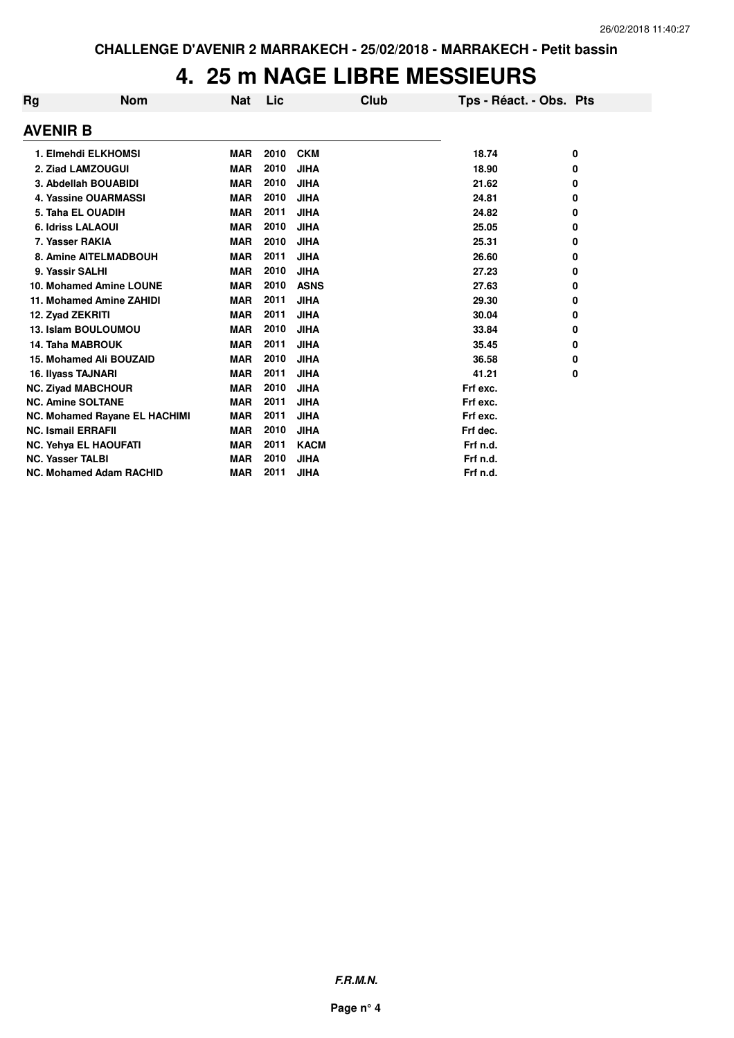# 4. 25 m NAGE LIBRE MESSIEURS

| Rg | Nom | Nat | Lic | Club | Tps - Réact. - Obs. | Pts |
|---|---|---|---|---|---|---|
| **AVENIR B** | | | | | | |
| 1. | Elmehdi ELKHOMSI | MAR | 2010 | CKM | 18.74 | 0 |
| 2. | Ziad LAMZOUGUI | MAR | 2010 | JIHA | 18.90 | 0 |
| 3. | Abdellah BOUABIDI | MAR | 2010 | JIHA | 21.62 | 0 |
| 4. | Yassine OUARMASSI | MAR | 2010 | JIHA | 24.81 | 0 |
| 5. | Taha EL OUADIH | MAR | 2011 | JIHA | 24.82 | 0 |
| 6. | Idriss LALAOUI | MAR | 2010 | JIHA | 25.05 | 0 |
| 7. | Yasser RAKIA | MAR | 2010 | JIHA | 25.31 | 0 |
| 8. | Amine AITELMADBOUH | MAR | 2011 | JIHA | 26.60 | 0 |
| 9. | Yassir SALHI | MAR | 2010 | JIHA | 27.23 | 0 |
| 10. | Mohamed Amine LOUNE | MAR | 2010 | ASNS | 27.63 | 0 |
| 11. | Mohamed Amine ZAHIDI | MAR | 2011 | JIHA | 29.30 | 0 |
| 12. | Zyad ZEKRITI | MAR | 2011 | JIHA | 30.04 | 0 |
| 13. | Islam BOULOUMOU | MAR | 2010 | JIHA | 33.84 | 0 |
| 14. | Taha MABROUK | MAR | 2011 | JIHA | 35.45 | 0 |
| 15. | Mohamed Ali BOUZAID | MAR | 2010 | JIHA | 36.58 | 0 |
| 16. | Ilyass TAJNARI | MAR | 2011 | JIHA | 41.21 | 0 |
| NC. | Ziyad MABCHOUR | MAR | 2010 | JIHA | Frf exc. | |
| NC. | Amine SOLTANE | MAR | 2011 | JIHA | Frf exc. | |
| NC. | Mohamed Rayane EL HACHIMI | MAR | 2011 | JIHA | Frf exc. | |
| NC. | Ismail ERRAFII | MAR | 2010 | JIHA | Frf dec. | |
| NC. | Yehya EL HAOUFATI | MAR | 2011 | KACM | Frf n.d. | |
| NC. | Yasser TALBI | MAR | 2010 | JIHA | Frf n.d. | |
| NC. | Mohamed Adam RACHID | MAR | 2011 | JIHA | Frf n.d. | |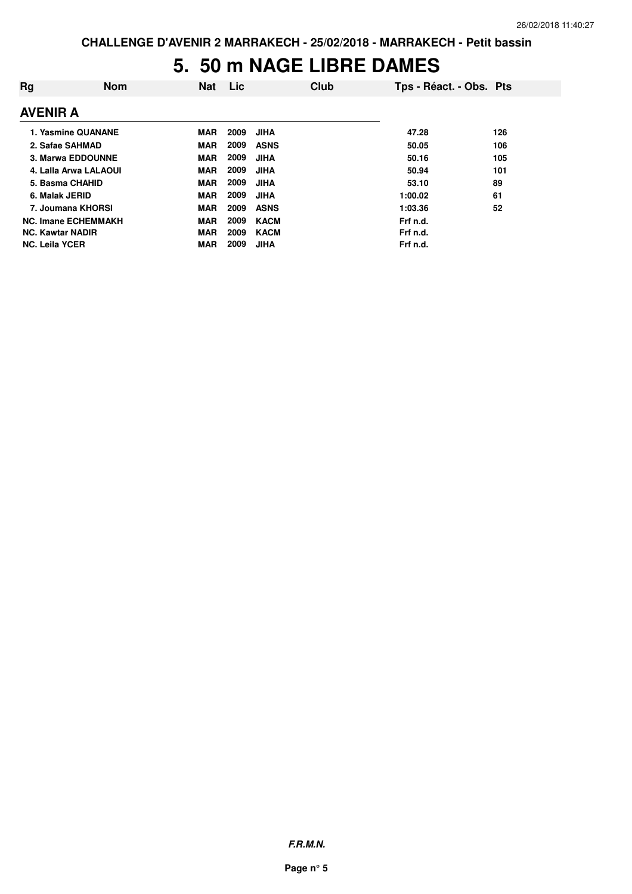# 5. 50 m NAGE LIBRE DAMES

| Rg | Nom | Nat | Lic | Club | Tps - Réact. - Obs. | Pts |
|---|---|---|---|---|---|---|
| **AVENIR A** | | | | | | |
| 1. Yasmine QUANANE | | MAR | 2009 | JIHA | 47.28 | 126 |
| 2. Safae SAHMAD | | MAR | 2009 | ASNS | 50.05 | 106 |
| 3. Marwa EDDOUNNE | | MAR | 2009 | JIHA | 50.16 | 105 |
| 4. Lalla Arwa LALAOUI | | MAR | 2009 | JIHA | 50.94 | 101 |
| 5. Basma CHAHID | | MAR | 2009 | JIHA | 53.10 | 89 |
| 6. Malak JERID | | MAR | 2009 | JIHA | 1:00.02 | 61 |
| 7. Joumana KHORSI | | MAR | 2009 | ASNS | 1:03.36 | 52 |
| NC. Imane ECHEMMAKH | | MAR | 2009 | KACM | Frf n.d. | |
| NC. Kawtar NADIR | | MAR | 2009 | KACM | Frf n.d. | |
| NC. Leila YCER | | MAR | 2009 | JIHA | Frf n.d. | |

***F.R.M.N.***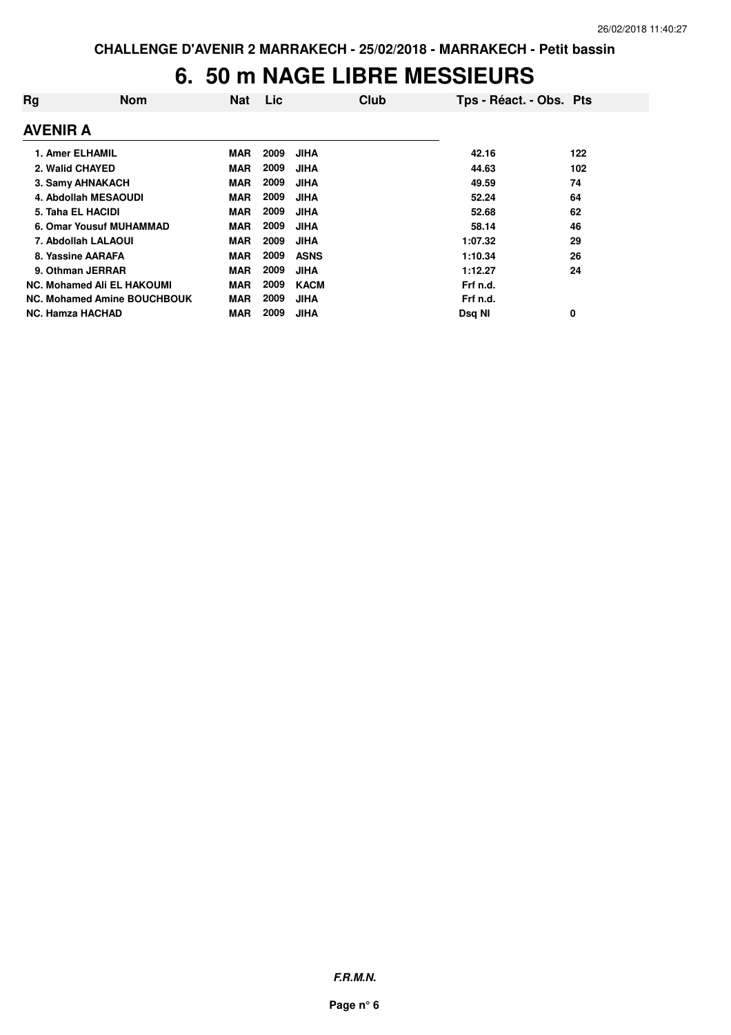# 6. 50 m NAGE LIBRE MESSIEURS

| Rg | Nom | Nat | Lic | Club | Tps - Réact. - Obs. | Pts |
|---|---|---|---|---|---|---|
| **AVENIR A** | | | | | | |
| 1. | Amer ELHAMIL | MAR | 2009 | JIHA | 42.16 | 122 |
| 2. | Walid CHAYED | MAR | 2009 | JIHA | 44.63 | 102 |
| 3. | Samy AHNAKACH | MAR | 2009 | JIHA | 49.59 | 74 |
| 4. | Abdollah MESAOUDI | MAR | 2009 | JIHA | 52.24 | 64 |
| 5. | Taha EL HACIDI | MAR | 2009 | JIHA | 52.68 | 62 |
| 6. | Omar Yousuf MUHAMMAD | MAR | 2009 | JIHA | 58.14 | 46 |
| 7. | Abdollah LALAOUI | MAR | 2009 | JIHA | 1:07.32 | 29 |
| 8. | Yassine AARAFA | MAR | 2009 | ASNS | 1:10.34 | 26 |
| 9. | Othman JERRAR | MAR | 2009 | JIHA | 1:12.27 | 24 |
| NC. | Mohamed Ali EL HAKOUMI | MAR | 2009 | KACM | Frf n.d. | |
| NC. | Mohamed Amine BOUCHBOUK | MAR | 2009 | JIHA | Frf n.d. | |
| NC. | Hamza HACHAD | MAR | 2009 | JIHA | Dsq NI | 0 |

***F.R.M.N.***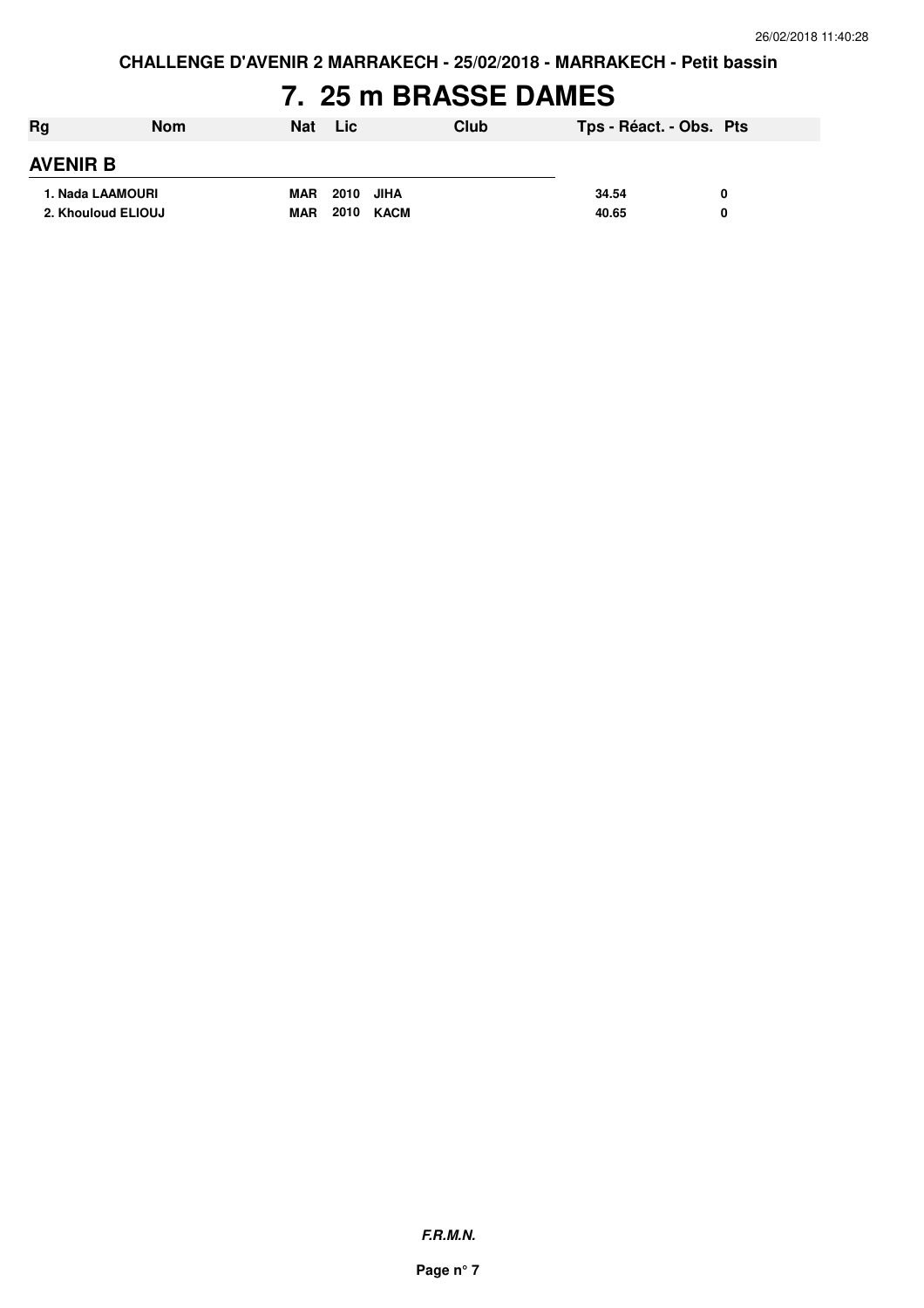CHALLENGE D'AVENIR 2 MARRAKECH - 25/02/2018 - MARRAKECH - Petit bassin

# 7. 25 m BRASSE DAMES

| Rg | Nom | Nat | Lic | Club | Tps - Réact. - Obs. | Pts |
|---|---|---|---|---|---|---|
| **AVENIR B** | | | | | | |
| 1. | Nada LAAMOURI | MAR | 2010 | JIHA | 34.54 | 0 |
| 2. | Khouloud ELIOUJ | MAR | 2010 | KACM | 40.65 | 0 |

*F.R.M.N.*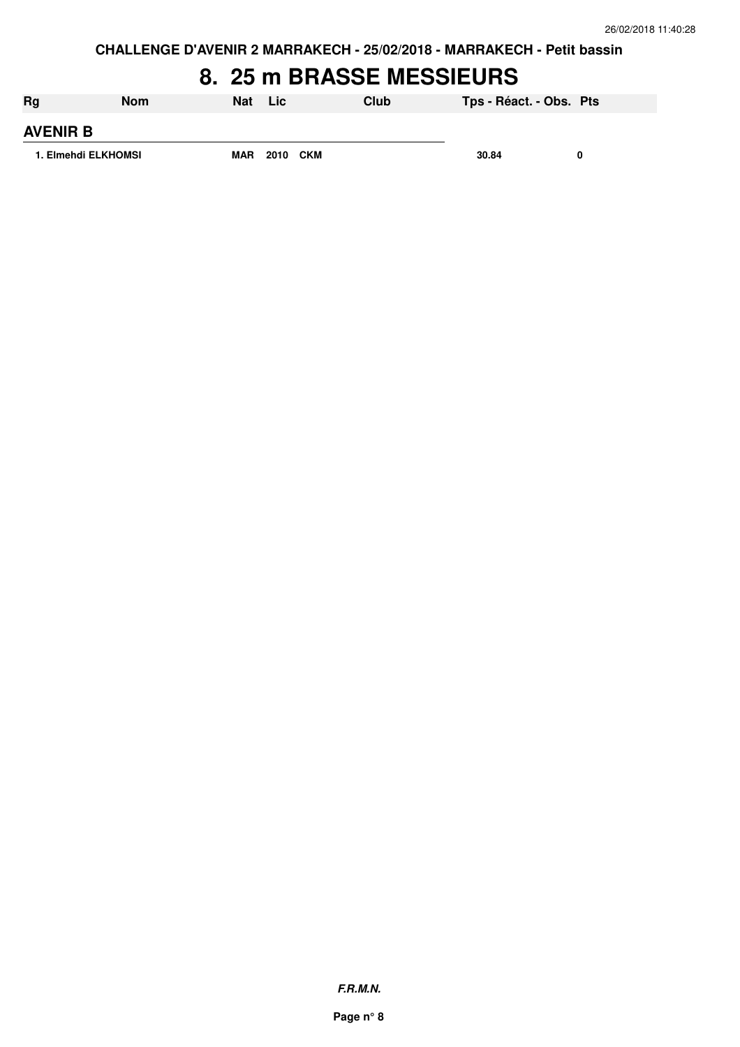# 8. 25 m BRASSE MESSIEURS

| Rg | Nom | Nat | Lic | Club | Tps - Réact. - Obs. | Pts |
|---|---|---|---|---|---|---|
| **AVENIR B** | | | | | | |
| 1. | Elmehdi ELKHOMSI | MAR | 2010 | CKM | 30.84 | 0 |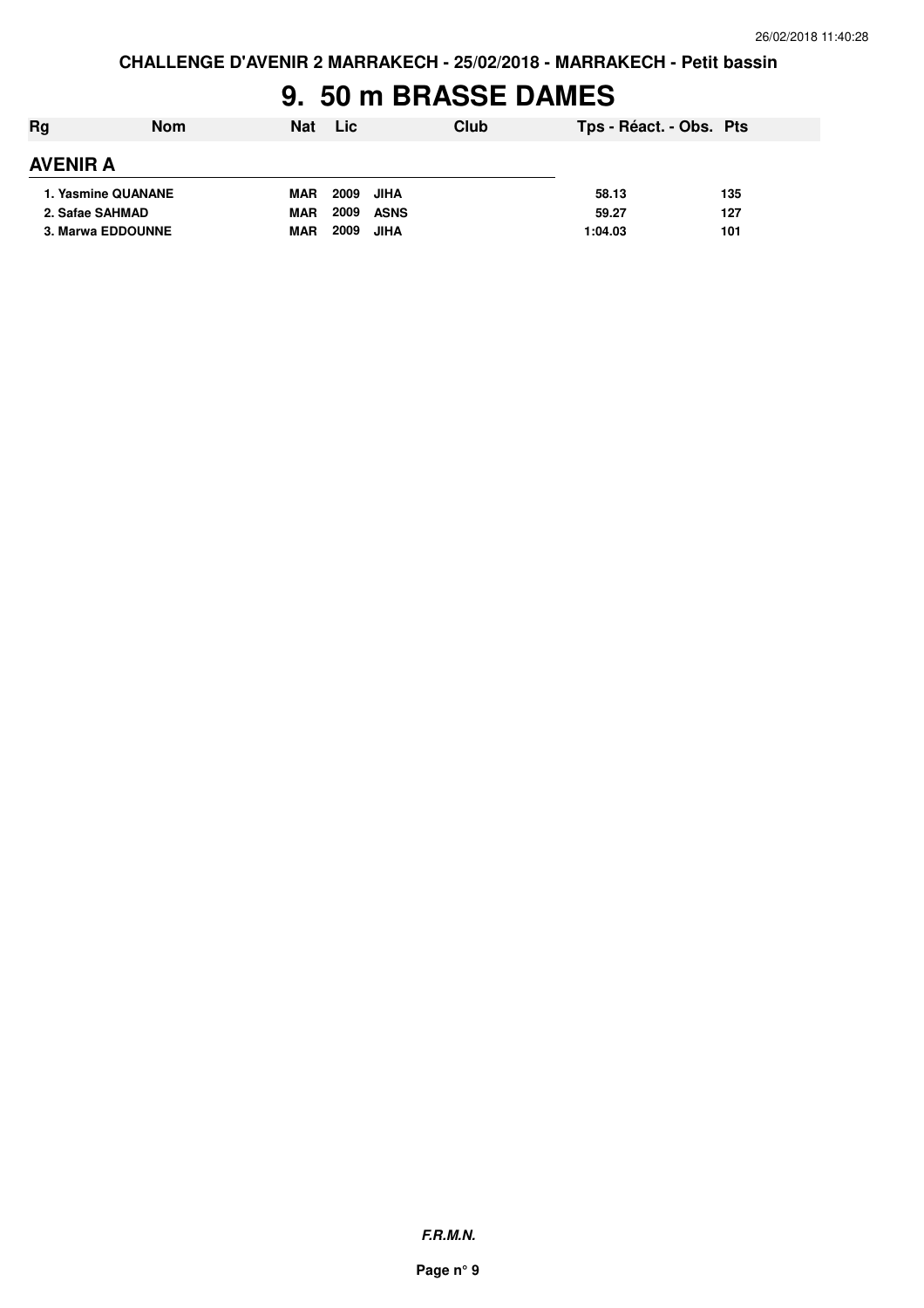CHALLENGE D'AVENIR 2 MARRAKECH - 25/02/2018 - MARRAKECH - Petit bassin

# 9. 50 m BRASSE DAMES

| Rg | Nom | Nat | Lic | Club | Tps - Réact. - Obs. | Pts |
|---|---|---|---|---|---|---|
| **AVENIR A** | | | | | | |
| 1. | Yasmine QUANANE | MAR | 2009 | JIHA | 58.13 | 135 |
| 2. | Safae SAHMAD | MAR | 2009 | ASNS | 59.27 | 127 |
| 3. | Marwa EDDOUNNE | MAR | 2009 | JIHA | 1:04.03 | 101 |

*F.R.M.N.*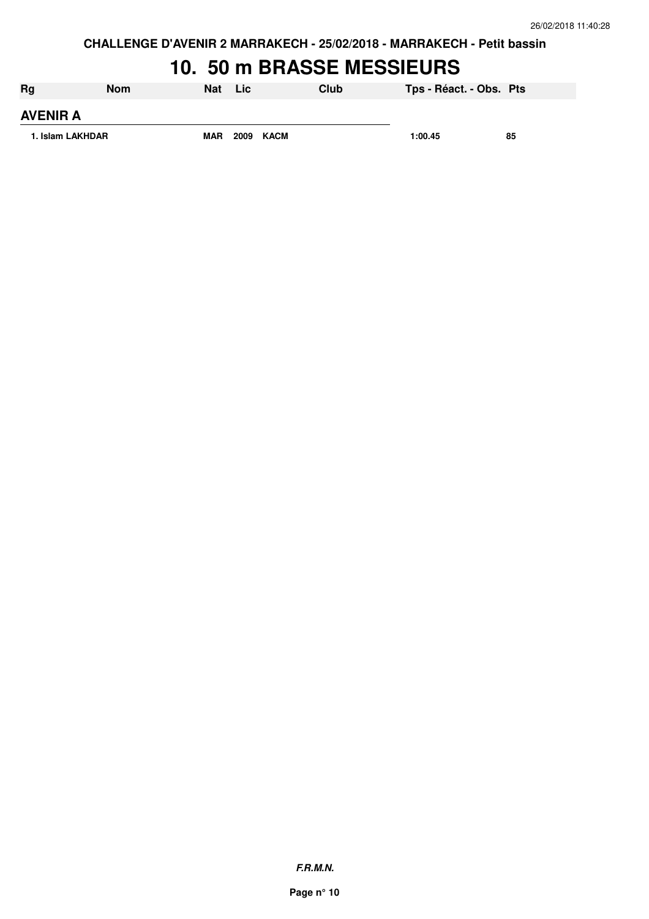CHALLENGE D'AVENIR 2 MARRAKECH - 25/02/2018 - MARRAKECH - Petit bassin

# 10. 50 m BRASSE MESSIEURS

| Rg | Nom | Nat | Lic | Club | Tps - Réact. - Obs. | Pts |
|---|---|---|---|---|---|---|
| **AVENIR A** | | | | | | |
| 1. | Islam LAKHDAR | MAR | 2009 | KACM | 1:00.45 | 85 |

*F.R.M.N.*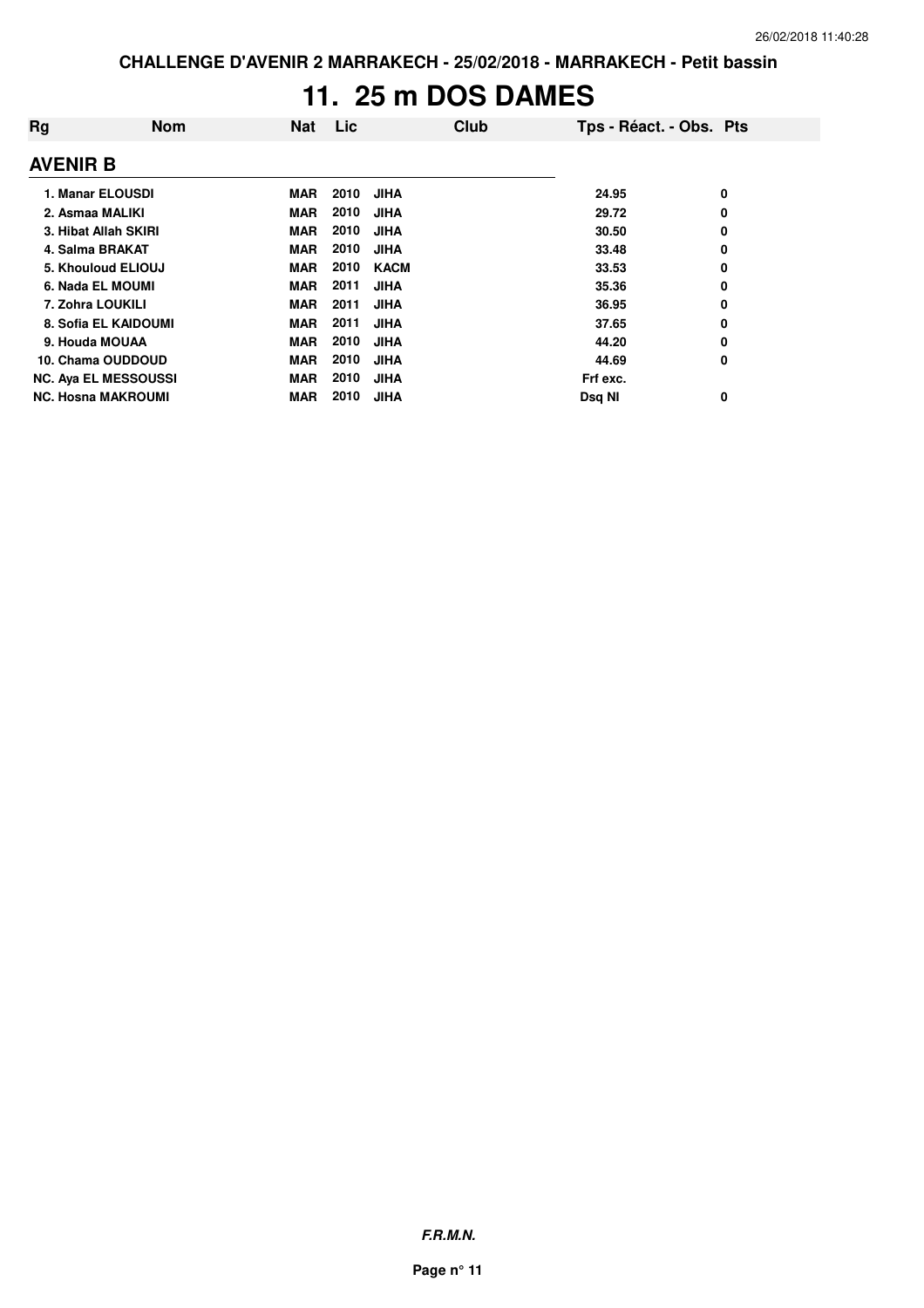CHALLENGE D'AVENIR 2 MARRAKECH - 25/02/2018 - MARRAKECH - Petit bassin

# 11. 25 m DOS DAMES

| Rg | Nom | Nat | Lic | Club | Tps - Réact. - Obs. | Pts |
|---|---|---|---|---|---|---|
| **AVENIR B** | | | | | | |
| 1. | Manar ELOUSDI | MAR | 2010 | JIHA | 24.95 | 0 |
| 2. | Asmaa MALIKI | MAR | 2010 | JIHA | 29.72 | 0 |
| 3. | Hibat Allah SKIRI | MAR | 2010 | JIHA | 30.50 | 0 |
| 4. | Salma BRAKAT | MAR | 2010 | JIHA | 33.48 | 0 |
| 5. | Khouloud ELIOUJ | MAR | 2010 | KACM | 33.53 | 0 |
| 6. | Nada EL MOUMI | MAR | 2011 | JIHA | 35.36 | 0 |
| 7. | Zohra LOUKILI | MAR | 2011 | JIHA | 36.95 | 0 |
| 8. | Sofia EL KAIDOUMI | MAR | 2011 | JIHA | 37.65 | 0 |
| 9. | Houda MOUAA | MAR | 2010 | JIHA | 44.20 | 0 |
| 10. | Chama OUDDOUD | MAR | 2010 | JIHA | 44.69 | 0 |
| NC. | Aya EL MESSOUSSI | MAR | 2010 | JIHA | Frf exc. | |
| NC. | Hosna MAKROUMI | MAR | 2010 | JIHA | Dsq NI | 0 |

*F.R.M.N.*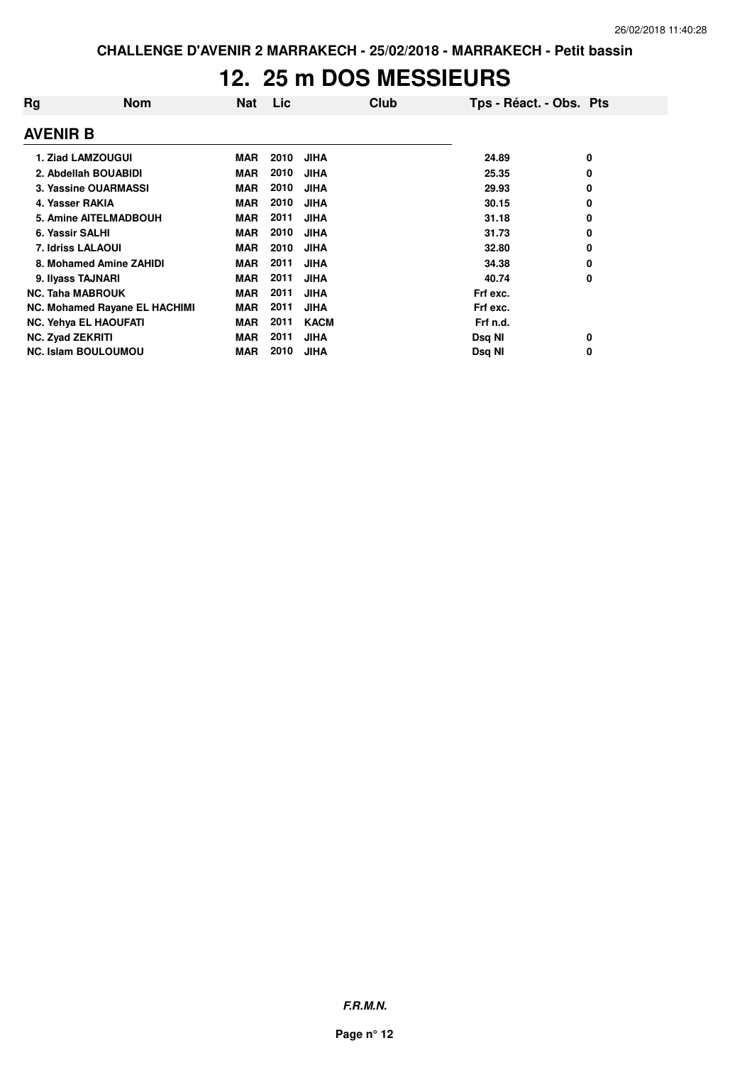# 12. 25 m DOS MESSIEURS

| Rg | Nom | Nat | Lic | Club | Tps - Réact. - Obs. | Pts |
|---|---|---|---|---|---|---|
| **AVENIR B** | | | | | | |
| 1. Ziad LAMZOUGUI | | MAR | 2010 | JIHA | 24.89 | 0 |
| 2. Abdellah BOUABIDI | | MAR | 2010 | JIHA | 25.35 | 0 |
| 3. Yassine OUARMASSI | | MAR | 2010 | JIHA | 29.93 | 0 |
| 4. Yasser RAKIA | | MAR | 2010 | JIHA | 30.15 | 0 |
| 5. Amine AITELMADBOUH | | MAR | 2011 | JIHA | 31.18 | 0 |
| 6. Yassir SALHI | | MAR | 2010 | JIHA | 31.73 | 0 |
| 7. Idriss LALAOUI | | MAR | 2010 | JIHA | 32.80 | 0 |
| 8. Mohamed Amine ZAHIDI | | MAR | 2011 | JIHA | 34.38 | 0 |
| 9. Ilyass TAJNARI | | MAR | 2011 | JIHA | 40.74 | 0 |
| NC. Taha MABROUK | | MAR | 2011 | JIHA | Frf exc. | |
| NC. Mohamed Rayane EL HACHIMI | | MAR | 2011 | JIHA | Frf exc. | |
| NC. Yehya EL HAOUFATI | | MAR | 2011 | KACM | Frf n.d. | |
| NC. Zyad ZEKRITI | | MAR | 2011 | JIHA | Dsq NI | 0 |
| NC. Islam BOULOUMOU | | MAR | 2010 | JIHA | Dsq NI | 0 |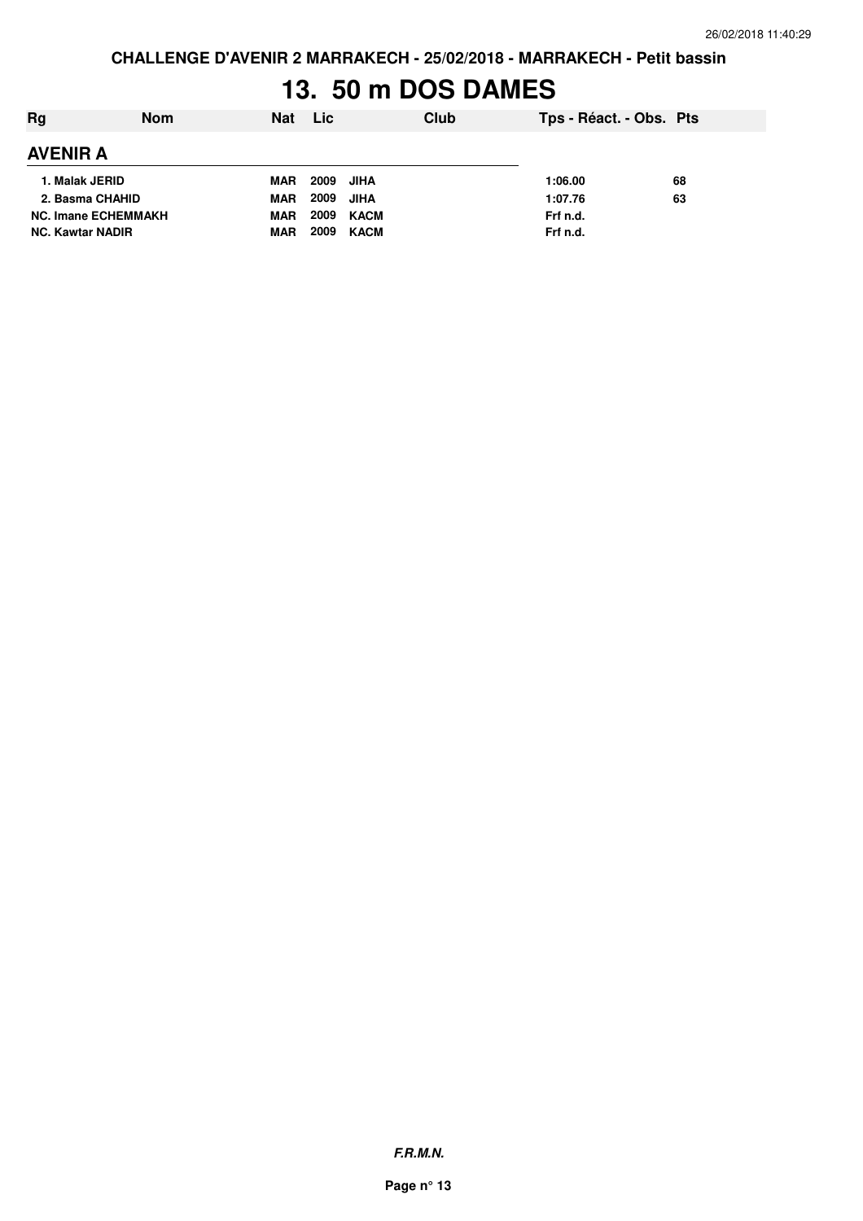# 13. 50 m DOS DAMES

| Rg | Nom | Nat | Lic | Club | Tps - Réact. - Obs. | Pts |
|---|---|---|---|---|---|---|
| **AVENIR A** | | | | | | |
| 1. Malak JERID | | MAR | 2009 | JIHA | 1:06.00 | 68 |
| 2. Basma CHAHID | | MAR | 2009 | JIHA | 1:07.76 | 63 |
| NC. Imane ECHEMMAKH | | MAR | 2009 | KACM | Frf n.d. | |
| NC. Kawtar NADIR | | MAR | 2009 | KACM | Frf n.d. | |

***F.R.M.N.***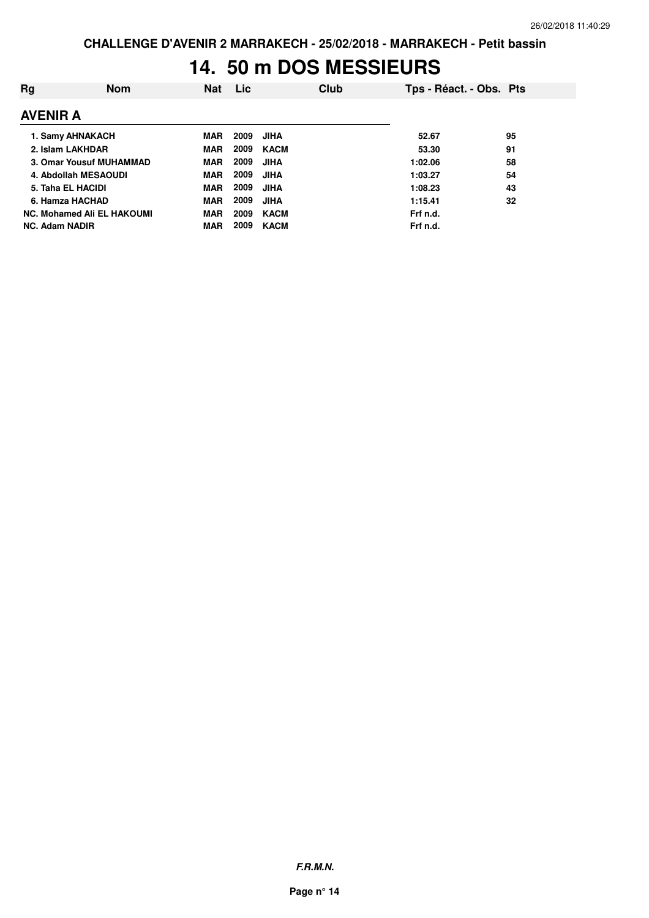# 14. 50 m DOS MESSIEURS

| Rg | Nom | Nat | Lic | Club | Tps - Réact. - Obs. | Pts |
|---|---|---|---|---|---|---|
| **AVENIR A** | | | | | | |
| 1. | Samy AHNAKACH | MAR | 2009 | JIHA | 52.67 | 95 |
| 2. | Islam LAKHDAR | MAR | 2009 | KACM | 53.30 | 91 |
| 3. | Omar Yousuf MUHAMMAD | MAR | 2009 | JIHA | 1:02.06 | 58 |
| 4. | Abdollah MESAOUDI | MAR | 2009 | JIHA | 1:03.27 | 54 |
| 5. | Taha EL HACIDI | MAR | 2009 | JIHA | 1:08.23 | 43 |
| 6. | Hamza HACHAD | MAR | 2009 | JIHA | 1:15.41 | 32 |
| NC. | Mohamed Ali EL HAKOUMI | MAR | 2009 | KACM | Frf n.d. | |
| NC. | Adam NADIR | MAR | 2009 | KACM | Frf n.d. | |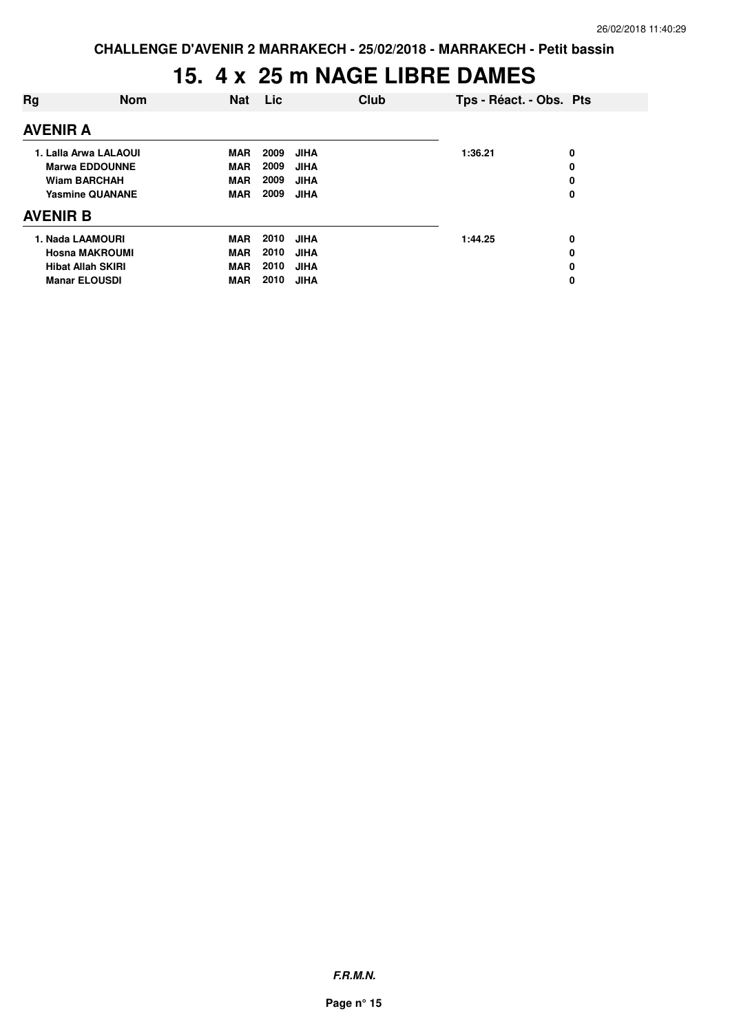# 15. 4 x 25 m NAGE LIBRE DAMES

| Rg | Nom | Nat | Lic | Club | Tps - Réact. - Obs. | Pts |
|---|---|---|---|---|---|---|
| **AVENIR A** | | | | | | |
| 1. | Lalla Arwa LALAOUI | MAR | 2009 | JIHA | 1:36.21 | 0 |
| | Marwa EDDOUNNE | MAR | 2009 | JIHA | | 0 |
| | Wiam BARCHAH | MAR | 2009 | JIHA | | 0 |
| | Yasmine QUANANE | MAR | 2009 | JIHA | | 0 |
| **AVENIR B** | | | | | | |
| 1. | Nada LAAMOURI | MAR | 2010 | JIHA | 1:44.25 | 0 |
| | Hosna MAKROUMI | MAR | 2010 | JIHA | | 0 |
| | Hibat Allah SKIRI | MAR | 2010 | JIHA | | 0 |
| | Manar ELOUSDI | MAR | 2010 | JIHA | | 0 |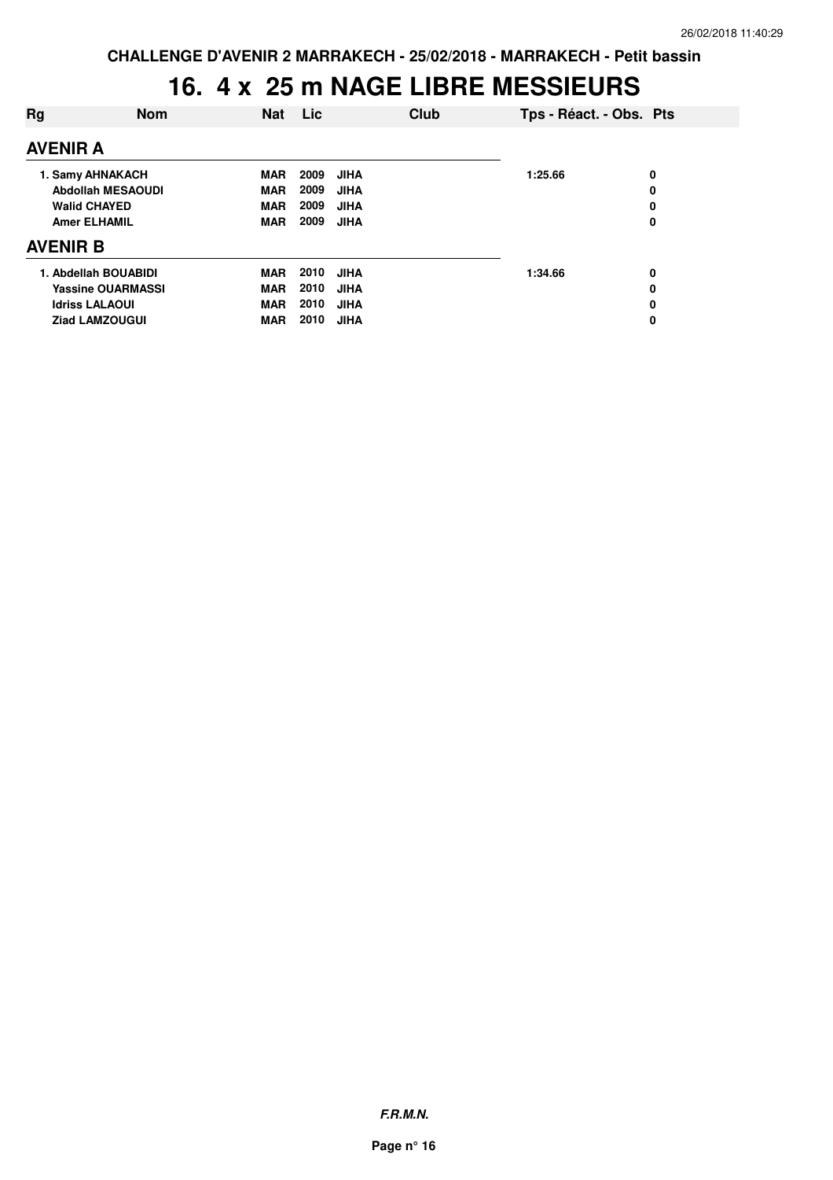# 16. 4 x 25 m NAGE LIBRE MESSIEURS

| Rg | Nom | Nat | Lic | Club | Tps - Réact. - Obs. | Pts |
|---|---|---|---|---|---|---|
| **AVENIR A** | | | | | | |
| 1. | Samy AHNAKACH | MAR | 2009 | JIHA | 1:25.66 | 0 |
| | Abdollah MESAOUDI | MAR | 2009 | JIHA | | 0 |
| | Walid CHAYED | MAR | 2009 | JIHA | | 0 |
| | Amer ELHAMIL | MAR | 2009 | JIHA | | 0 |
| **AVENIR B** | | | | | | |
| 1. | Abdellah BOUABIDI | MAR | 2010 | JIHA | 1:34.66 | 0 |
| | Yassine OUARMASSI | MAR | 2010 | JIHA | | 0 |
| | Idriss LALAOUI | MAR | 2010 | JIHA | | 0 |
| | Ziad LAMZOUGUI | MAR | 2010 | JIHA | | 0 |